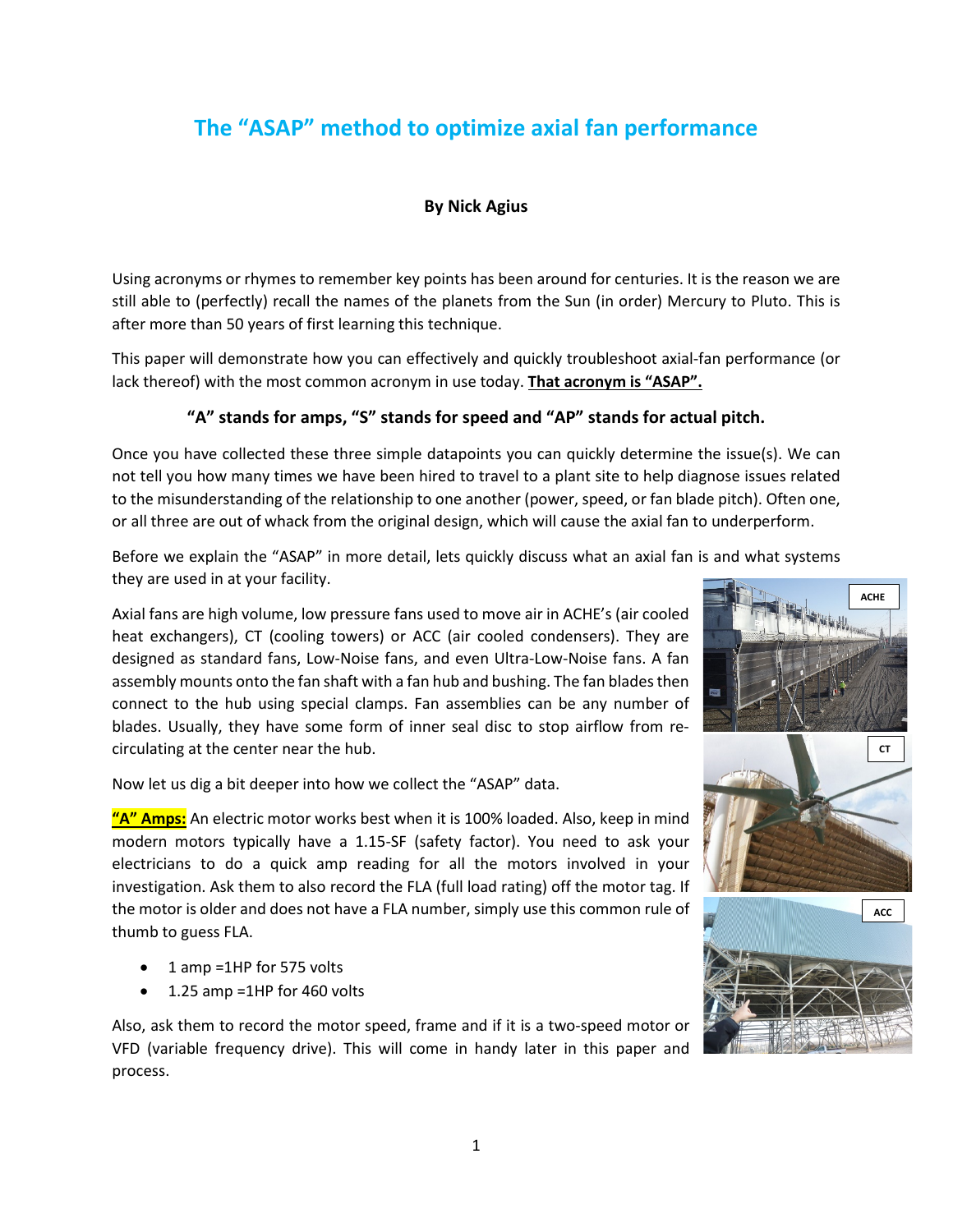# The "ASAP" method to optimize axial fan performance

**By Nick Agius**

Using acronyms or rhymes to remember key points has been around for centuries. It is the reason we are still able to (perfectly) recall the names of the planets from the Sun (in order) Mercury to Pluto. This is after more than 50 years of first learning this technique.

This paper will demonstrate how you can effectively and quickly troubleshoot axial-fan performance (or lack thereof) with the most common acronym in use today. **That acronym is "ASAP".**

### "A" stands for amps, "S" stands for speed and "AP" stands for actual pitch.

Once you have collected these three simple datapoints you can quickly determine the issue(s). We can not tell you how many times we have been hired to travel to a plant site to help diagnose issues related to the misunderstanding of the relationship to one another (power, speed, or fan blade pitch). Often one, or all three are out of whack from the original design, which will cause the axial fan to underperform.

Before we explain the "ASAP" in more detail, lets quickly discuss what an axial fan is and what systems they are used in at your facility.

Axial fans are high volume, low pressure fans used to move air in ACHE's (air cooled heat exchangers), CT (cooling towers) or ACC (air cooled condensers). They are designed as standard fans, Low-Noise fans, and even Ultra-Low-Noise fans. A fan assembly mounts onto the fan shaft with a fan hub and bushing. The fan blades then connect to the hub using special clamps. Fan assemblies can be any number of blades. Usually, they have some form of inner seal disc to stop airflow from re-circulating at the center near the hub.

ACHE

CT

ACC

Now let us dig a bit deeper into how we collect the "ASAP" data.

**"A" Amps:** An electric motor works best when it is 100% loaded. Also, keep in mind modern motors typically have a 1.15-SF (safety factor). You need to ask your electricians to do a quick amp reading for all the motors involved in your investigation. Ask them to also record the FLA (full load rating) off the motor tag. If the motor is older and does not have a FLA number, simply use this common rule of thumb to guess FLA.

- 1 amp =1HP for 575 volts
- 1.25 amp =1HP for 460 volts

Also, ask them to record the motor speed, frame and if it is a two-speed motor or VFD (variable frequency drive). This will come in handy later in this paper and process.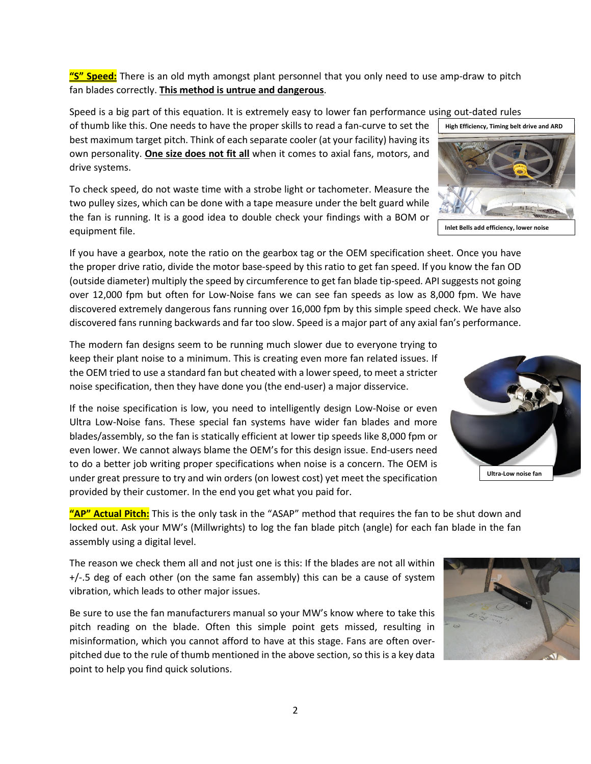**"S" Speed:** There is an old myth amongst plant personnel that you only need to use amp-draw to pitch fan blades correctly. **This method is untrue and dangerous**.

Speed is a big part of this equation. It is extremely easy to lower fan performance using out-dated rules of thumb like this. One needs to have the proper skills to read a fan-curve to set the best maximum target pitch. Think of each separate cooler (at your facility) having its own personality. **One size does not fit all** when it comes to axial fans, motors, and drive systems.

High Efficiency, Timing belt drive and ARD

Inlet Bells add efficiency, lower noise

To check speed, do not waste time with a strobe light or tachometer. Measure the two pulley sizes, which can be done with a tape measure under the belt guard while the fan is running. It is a good idea to double check your findings with a BOM or equipment file.

If you have a gearbox, note the ratio on the gearbox tag or the OEM specification sheet. Once you have the proper drive ratio, divide the motor base-speed by this ratio to get fan speed. If you know the fan OD (outside diameter) multiply the speed by circumference to get fan blade tip-speed. API suggests not going over 12,000 fpm but often for Low-Noise fans we can see fan speeds as low as 8,000 fpm. We have discovered extremely dangerous fans running over 16,000 fpm by this simple speed check. We have also discovered fans running backwards and far too slow. Speed is a major part of any axial fan's performance.

The modern fan designs seem to be running much slower due to everyone trying to keep their plant noise to a minimum. This is creating even more fan related issues. If the OEM tried to use a standard fan but cheated with a lower speed, to meet a stricter noise specification, then they have done you (the end-user) a major disservice.

If the noise specification is low, you need to intelligently design Low-Noise or even Ultra Low-Noise fans. These special fan systems have wider fan blades and more blades/assembly, so the fan is statically efficient at lower tip speeds like 8,000 fpm or even lower. We cannot always blame the OEM's for this design issue. End-users need to do a better job writing proper specifications when noise is a concern. The OEM is under great pressure to try and win orders (on lowest cost) yet meet the specification provided by their customer. In the end you get what you paid for.

Ultra-Low noise fan

**"AP" Actual Pitch:** This is the only task in the "ASAP" method that requires the fan to be shut down and locked out. Ask your MW's (Millwrights) to log the fan blade pitch (angle) for each fan blade in the fan assembly using a digital level.

The reason we check them all and not just one is this: If the blades are not all within +/-.5 deg of each other (on the same fan assembly) this can be a cause of system vibration, which leads to other major issues.

Be sure to use the fan manufacturers manual so your MW's know where to take this pitch reading on the blade. Often this simple point gets missed, resulting in misinformation, which you cannot afford to have at this stage. Fans are often over-pitched due to the rule of thumb mentioned in the above section, so this is a key data point to help you find quick solutions.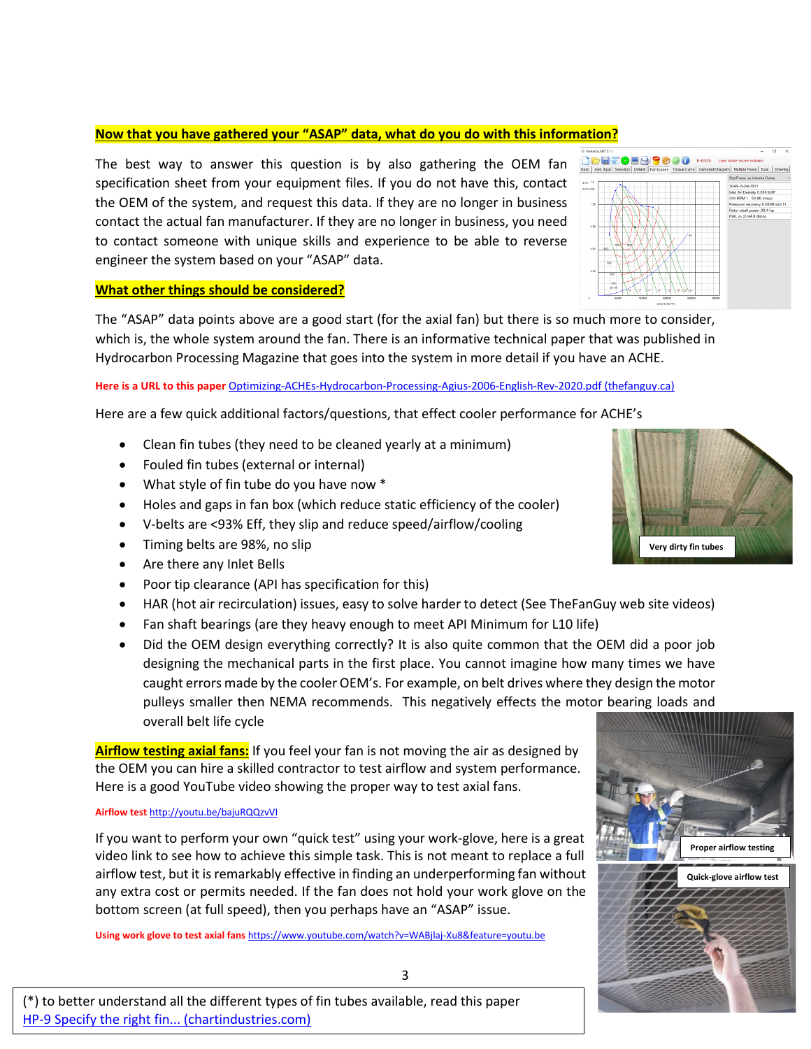**Now that you have gathered your "ASAP" data, what do you do with this information?**

The best way to answer this question is by also gathering the OEM fan specification sheet from your equipment files. If you do not have this, contact the OEM of the system, and request this data. If they are no longer in business contact the actual fan manufacturer. If they are no longer in business, you need to contact someone with unique skills and experience to be able to reverse engineer the system based on your "ASAP" data.

**What other things should be considered?**

The "ASAP" data points above are a good start (for the axial fan) but there is so much more to consider, which is, the whole system around the fan. There is an informative technical paper that was published in Hydrocarbon Processing Magazine that goes into the system in more detail if you have an ACHE.

**Here is a URL to this paper** [Optimizing-ACHEs-Hydrocarbon-Processing-Agius-2006-English-Rev-2020.pdf (thefanguy.ca)](Optimizing-ACHEs-Hydrocarbon-Processing-Agius-2006-English-Rev-2020.pdf)

Here are a few quick additional factors/questions, that effect cooler performance for ACHE's

- Clean fin tubes (they need to be cleaned yearly at a minimum)
- Fouled fin tubes (external or internal)
- What style of fin tube do you have now *
- Holes and gaps in fan box (which reduce static efficiency of the cooler)
- V-belts are <93% Eff, they slip and reduce speed/airflow/cooling
- Timing belts are 98%, no slip
- Are there any Inlet Bells
- Poor tip clearance (API has specification for this)
- HAR (hot air recirculation) issues, easy to solve harder to detect (See TheFanGuy web site videos)
- Fan shaft bearings (are they heavy enough to meet API Minimum for L10 life)
- Did the OEM design everything correctly? It is also quite common that the OEM did a poor job designing the mechanical parts in the first place. You cannot imagine how many times we have caught errors made by the cooler OEM's. For example, on belt drives where they design the motor pulleys smaller then NEMA recommends. This negatively effects the motor bearing loads and overall belt life cycle

Very dirty fin tubes

**Airflow testing axial fans:** If you feel your fan is not moving the air as designed by the OEM you can hire a skilled contractor to test airflow and system performance. Here is a good YouTube video showing the proper way to test axial fans.

**Airflow test** http://youtu.be/bajuRQQzvVI

If you want to perform your own "quick test" using your work-glove, here is a great video link to see how to achieve this simple task. This is not meant to replace a full airflow test, but it is remarkably effective in finding an underperforming fan without any extra cost or permits needed. If the fan does not hold your work glove on the bottom screen (at full speed), then you perhaps have an "ASAP" issue.

**Using work glove to test axial fans** https://www.youtube.com/watch?v=WABjlaj-Xu8&feature=youtu.be

Proper airflow testing

Quick-glove airflow test

(*) to better understand all the different types of fin tubes available, read this paper [HP-9 Specify the right fin... (chartindustries.com)](HP-9 Specify the right fin... (chartindustries.com))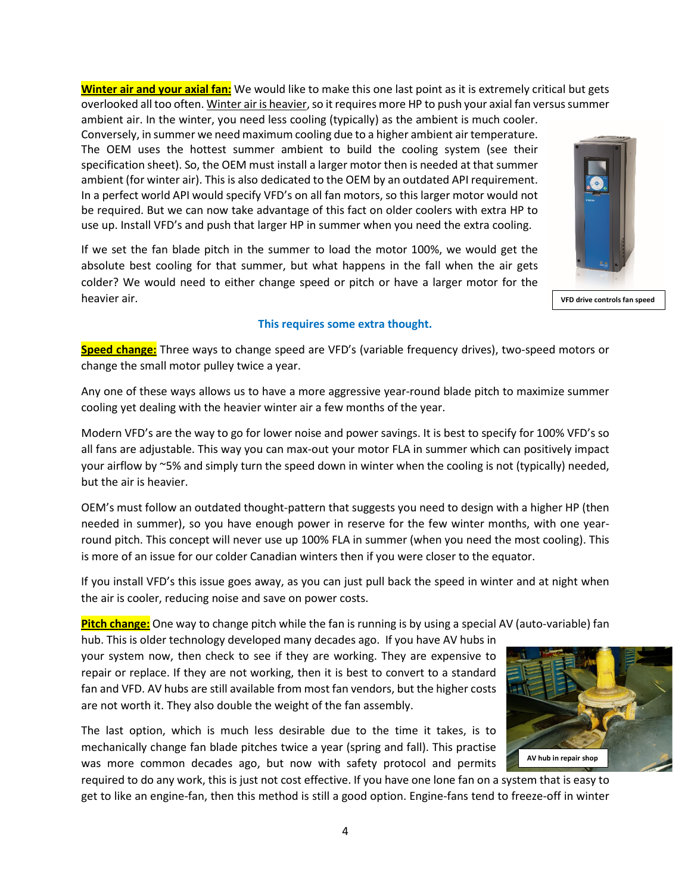**Winter air and your axial fan:** We would like to make this one last point as it is extremely critical but gets overlooked all too often. Winter air is heavier, so it requires more HP to push your axial fan versus summer ambient air. In the winter, you need less cooling (typically) as the ambient is much cooler. Conversely, in summer we need maximum cooling due to a higher ambient air temperature. The OEM uses the hottest summer ambient to build the cooling system (see their specification sheet). So, the OEM must install a larger motor then is needed at that summer ambient (for winter air). This is also dedicated to the OEM by an outdated API requirement. In a perfect world API would specify VFD's on all fan motors, so this larger motor would not be required. But we can now take advantage of this fact on older coolers with extra HP to use up. Install VFD's and push that larger HP in summer when you need the extra cooling.

If we set the fan blade pitch in the summer to load the motor 100%, we would get the absolute best cooling for that summer, but what happens in the fall when the air gets colder? We would need to either change speed or pitch or have a larger motor for the heavier air.

VFD drive controls fan speed

**This requires some extra thought.**

**Speed change:** Three ways to change speed are VFD's (variable frequency drives), two-speed motors or change the small motor pulley twice a year.

Any one of these ways allows us to have a more aggressive year-round blade pitch to maximize summer cooling yet dealing with the heavier winter air a few months of the year.

Modern VFD's are the way to go for lower noise and power savings. It is best to specify for 100% VFD's so all fans are adjustable. This way you can max-out your motor FLA in summer which can positively impact your airflow by ~5% and simply turn the speed down in winter when the cooling is not (typically) needed, but the air is heavier.

OEM's must follow an outdated thought-pattern that suggests you need to design with a higher HP (then needed in summer), so you have enough power in reserve for the few winter months, with one year-round pitch. This concept will never use up 100% FLA in summer (when you need the most cooling). This is more of an issue for our colder Canadian winters then if you were closer to the equator.

If you install VFD's this issue goes away, as you can just pull back the speed in winter and at night when the air is cooler, reducing noise and save on power costs.

**Pitch change:** One way to change pitch while the fan is running is by using a special AV (auto-variable) fan hub. This is older technology developed many decades ago. If you have AV hubs in your system now, then check to see if they are working. They are expensive to repair or replace. If they are not working, then it is best to convert to a standard fan and VFD. AV hubs are still available from most fan vendors, but the higher costs are not worth it. They also double the weight of the fan assembly.

AV hub in repair shop

The last option, which is much less desirable due to the time it takes, is to mechanically change fan blade pitches twice a year (spring and fall). This practise was more common decades ago, but now with safety protocol and permits required to do any work, this is just not cost effective. If you have one lone fan on a system that is easy to get to like an engine-fan, then this method is still a good option. Engine-fans tend to freeze-off in winter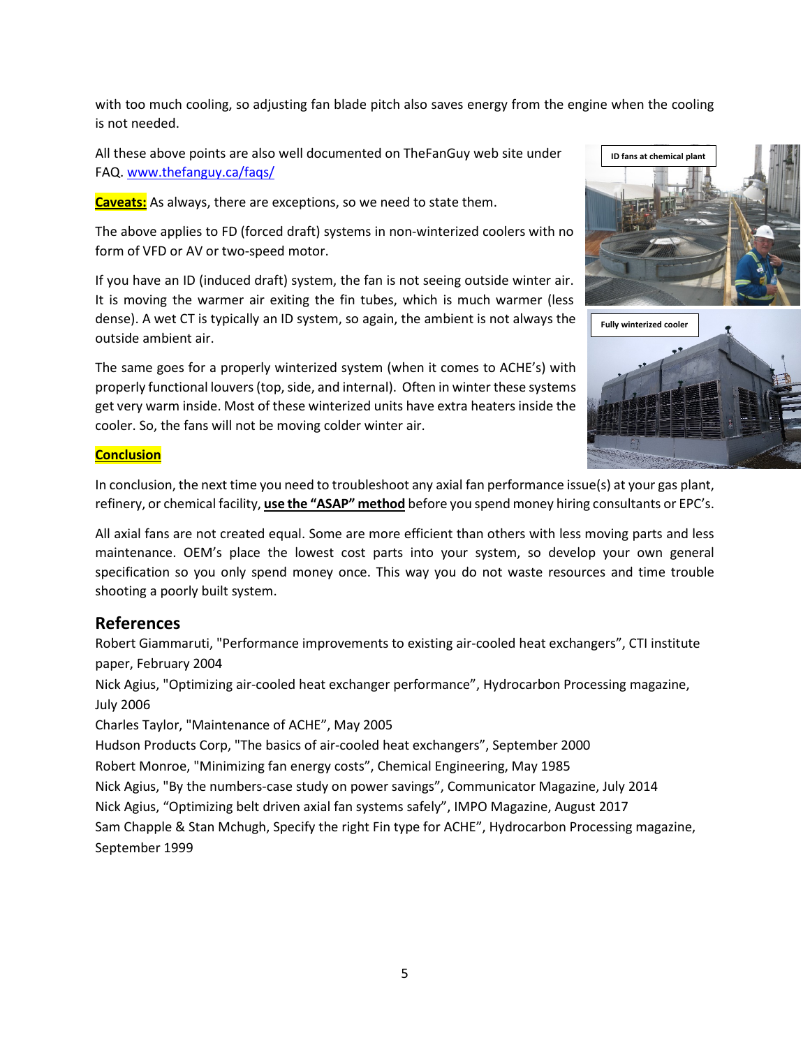with too much cooling, so adjusting fan blade pitch also saves energy from the engine when the cooling is not needed.

All these above points are also well documented on TheFanGuy web site under FAQ. [www.thefanguy.ca/faqs/](http://www.thefanguy.ca/faqs/)

**Caveats:** As always, there are exceptions, so we need to state them.

The above applies to FD (forced draft) systems in non-winterized coolers with no form of VFD or AV or two-speed motor.

If you have an ID (induced draft) system, the fan is not seeing outside winter air. It is moving the warmer air exiting the fin tubes, which is much warmer (less dense). A wet CT is typically an ID system, so again, the ambient is not always the outside ambient air.

The same goes for a properly winterized system (when it comes to ACHE's) with properly functional louvers (top, side, and internal). Often in winter these systems get very warm inside. Most of these winterized units have extra heaters inside the cooler. So, the fans will not be moving colder winter air.

ID fans at chemical plant

Fully winterized cooler

**Conclusion**

In conclusion, the next time you need to troubleshoot any axial fan performance issue(s) at your gas plant, refinery, or chemical facility, **use the "ASAP" method** before you spend money hiring consultants or EPC's.

All axial fans are not created equal. Some are more efficient than others with less moving parts and less maintenance. OEM's place the lowest cost parts into your system, so develop your own general specification so you only spend money once. This way you do not waste resources and time trouble shooting a poorly built system.

## References

Robert Giammaruti, "Performance improvements to existing air-cooled heat exchangers", CTI institute paper, February 2004

Nick Agius, "Optimizing air-cooled heat exchanger performance", Hydrocarbon Processing magazine, July 2006

Charles Taylor, "Maintenance of ACHE", May 2005

Hudson Products Corp, "The basics of air-cooled heat exchangers", September 2000

Robert Monroe, "Minimizing fan energy costs", Chemical Engineering, May 1985

Nick Agius, "By the numbers-case study on power savings", Communicator Magazine, July 2014

Nick Agius, "Optimizing belt driven axial fan systems safely", IMPO Magazine, August 2017

Sam Chapple & Stan Mchugh, Specify the right Fin type for ACHE", Hydrocarbon Processing magazine, September 1999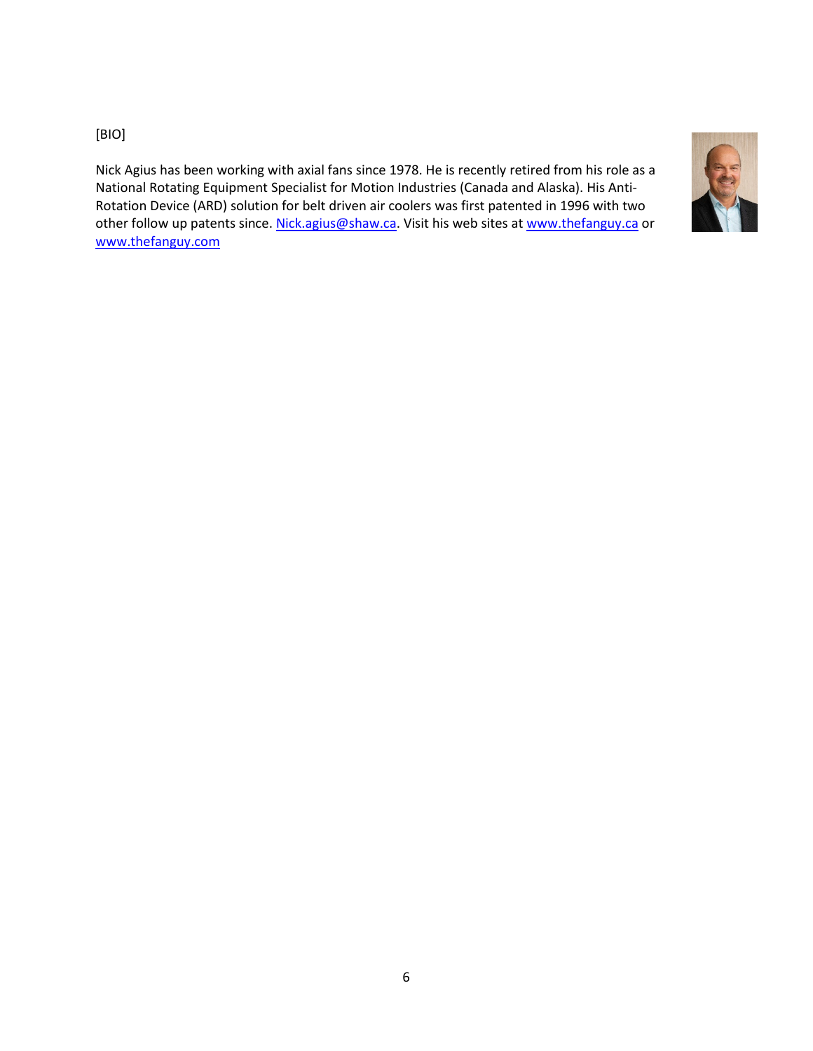[BIO]

Nick Agius has been working with axial fans since 1978. He is recently retired from his role as a National Rotating Equipment Specialist for Motion Industries (Canada and Alaska). His Anti-Rotation Device (ARD) solution for belt driven air coolers was first patented in 1996 with two other follow up patents since. Nick.agius@shaw.ca. Visit his web sites at www.thefanguy.ca or www.thefanguy.com